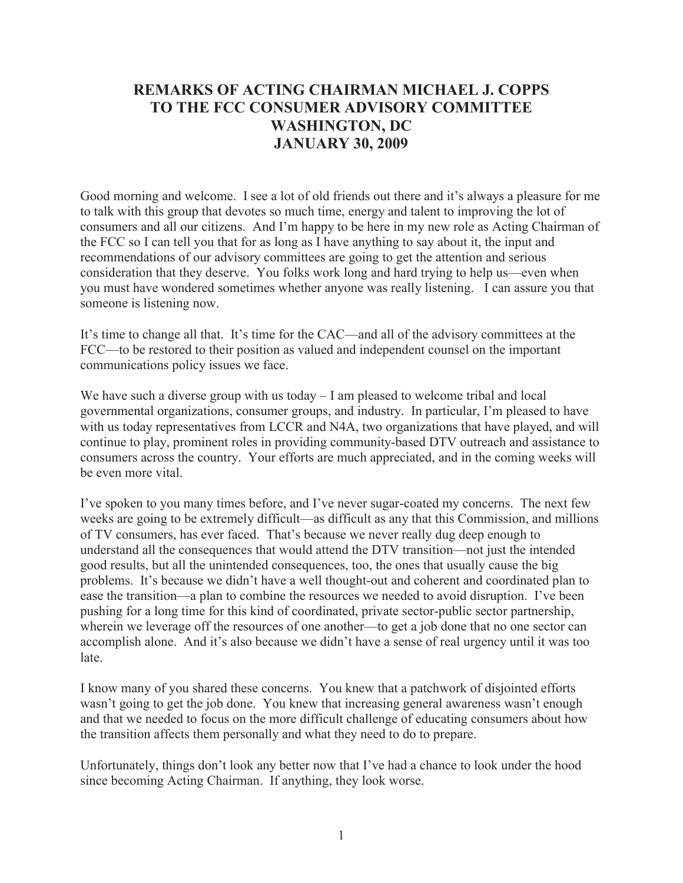# REMARKS OF ACTING CHAIRMAN MICHAEL J. COPPS TO THE FCC CONSUMER ADVISORY COMMITTEE WASHINGTON, DC JANUARY 30, 2009

Good morning and welcome. I see a lot of old friends out there and it's always a pleasure for me to talk with this group that devotes so much time, energy and talent to improving the lot of consumers and all our citizens. And I'm happy to be here in my new role as Acting Chairman of the FCC so I can tell you that for as long as I have anything to say about it, the input and recommendations of our advisory committees are going to get the attention and serious consideration that they deserve. You folks work long and hard trying to help us—even when you must have wondered sometimes whether anyone was really listening. I can assure you that someone is listening now.

It's time to change all that. It's time for the CAC—and all of the advisory committees at the FCC—to be restored to their position as valued and independent counsel on the important communications policy issues we face.

We have such a diverse group with us today – I am pleased to welcome tribal and local governmental organizations, consumer groups, and industry. In particular, I'm pleased to have with us today representatives from LCCR and N4A, two organizations that have played, and will continue to play, prominent roles in providing community-based DTV outreach and assistance to consumers across the country. Your efforts are much appreciated, and in the coming weeks will be even more vital.

I've spoken to you many times before, and I've never sugar-coated my concerns. The next few weeks are going to be extremely difficult—as difficult as any that this Commission, and millions of TV consumers, has ever faced. That's because we never really dug deep enough to understand all the consequences that would attend the DTV transition—not just the intended good results, but all the unintended consequences, too, the ones that usually cause the big problems. It's because we didn't have a well thought-out and coherent and coordinated plan to ease the transition—a plan to combine the resources we needed to avoid disruption. I've been pushing for a long time for this kind of coordinated, private sector-public sector partnership, wherein we leverage off the resources of one another—to get a job done that no one sector can accomplish alone. And it's also because we didn't have a sense of real urgency until it was too late.

I know many of you shared these concerns. You knew that a patchwork of disjointed efforts wasn't going to get the job done. You knew that increasing general awareness wasn't enough and that we needed to focus on the more difficult challenge of educating consumers about how the transition affects them personally and what they need to do to prepare.

Unfortunately, things don't look any better now that I've had a chance to look under the hood since becoming Acting Chairman. If anything, they look worse.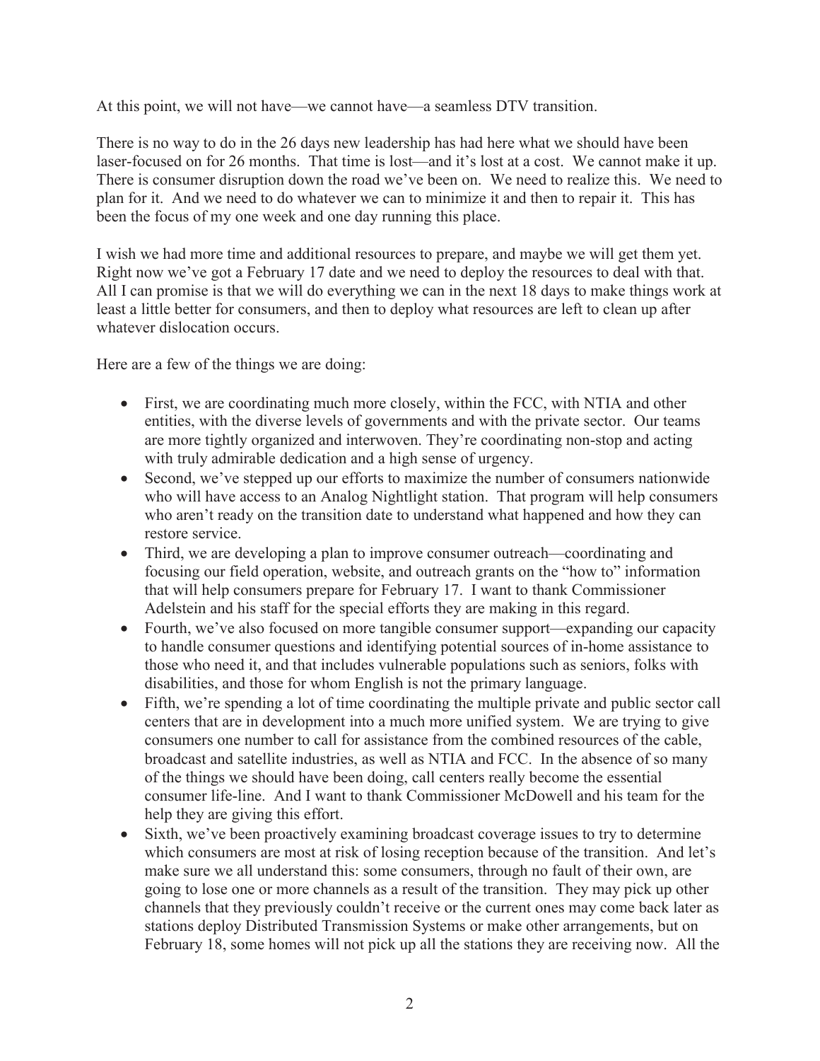At this point, we will not have—we cannot have—a seamless DTV transition.

There is no way to do in the 26 days new leadership has had here what we should have been laser-focused on for 26 months. That time is lost—and it's lost at a cost. We cannot make it up. There is consumer disruption down the road we've been on. We need to realize this. We need to plan for it. And we need to do whatever we can to minimize it and then to repair it. This has been the focus of my one week and one day running this place.

I wish we had more time and additional resources to prepare, and maybe we will get them yet. Right now we've got a February 17 date and we need to deploy the resources to deal with that. All I can promise is that we will do everything we can in the next 18 days to make things work at least a little better for consumers, and then to deploy what resources are left to clean up after whatever dislocation occurs.

Here are a few of the things we are doing:

- First, we are coordinating much more closely, within the FCC, with NTIA and other entities, with the diverse levels of governments and with the private sector. Our teams are more tightly organized and interwoven. They're coordinating non-stop and acting with truly admirable dedication and a high sense of urgency.
- Second, we've stepped up our efforts to maximize the number of consumers nationwide who will have access to an Analog Nightlight station. That program will help consumers who aren't ready on the transition date to understand what happened and how they can restore service.
- Third, we are developing a plan to improve consumer outreach—coordinating and focusing our field operation, website, and outreach grants on the "how to" information that will help consumers prepare for February 17. I want to thank Commissioner Adelstein and his staff for the special efforts they are making in this regard.
- Fourth, we've also focused on more tangible consumer support—expanding our capacity to handle consumer questions and identifying potential sources of in-home assistance to those who need it, and that includes vulnerable populations such as seniors, folks with disabilities, and those for whom English is not the primary language.
- Fifth, we're spending a lot of time coordinating the multiple private and public sector call centers that are in development into a much more unified system. We are trying to give consumers one number to call for assistance from the combined resources of the cable, broadcast and satellite industries, as well as NTIA and FCC. In the absence of so many of the things we should have been doing, call centers really become the essential consumer life-line. And I want to thank Commissioner McDowell and his team for the help they are giving this effort.
- Sixth, we've been proactively examining broadcast coverage issues to try to determine which consumers are most at risk of losing reception because of the transition. And let's make sure we all understand this: some consumers, through no fault of their own, are going to lose one or more channels as a result of the transition. They may pick up other channels that they previously couldn't receive or the current ones may come back later as stations deploy Distributed Transmission Systems or make other arrangements, but on February 18, some homes will not pick up all the stations they are receiving now. All the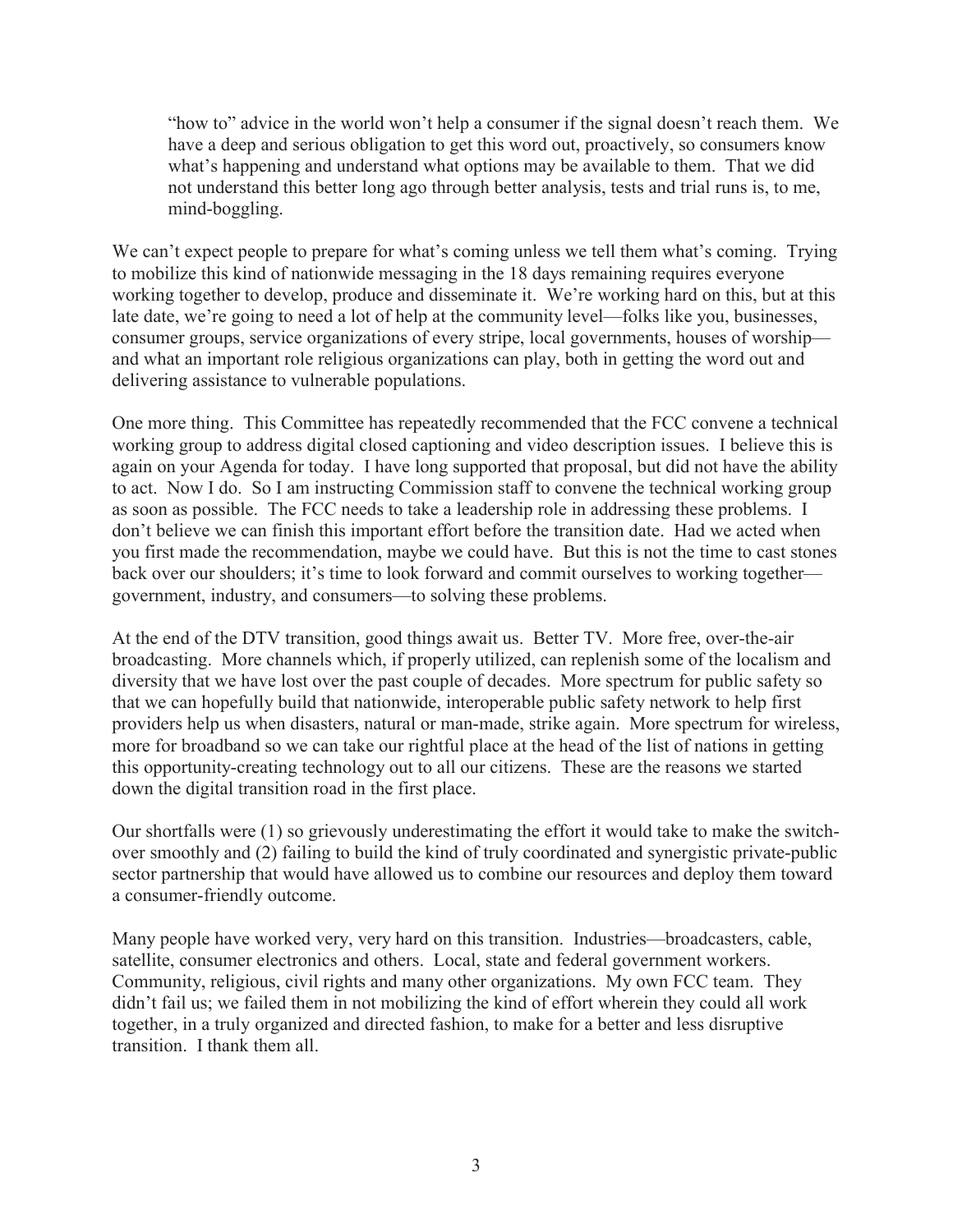> "how to" advice in the world won't help a consumer if the signal doesn't reach them. We have a deep and serious obligation to get this word out, proactively, so consumers know what's happening and understand what options may be available to them. That we did not understand this better long ago through better analysis, tests and trial runs is, to me, mind-boggling.

We can't expect people to prepare for what's coming unless we tell them what's coming. Trying to mobilize this kind of nationwide messaging in the 18 days remaining requires everyone working together to develop, produce and disseminate it. We're working hard on this, but at this late date, we're going to need a lot of help at the community level—folks like you, businesses, consumer groups, service organizations of every stripe, local governments, houses of worship—and what an important role religious organizations can play, both in getting the word out and delivering assistance to vulnerable populations.

One more thing. This Committee has repeatedly recommended that the FCC convene a technical working group to address digital closed captioning and video description issues. I believe this is again on your Agenda for today. I have long supported that proposal, but did not have the ability to act. Now I do. So I am instructing Commission staff to convene the technical working group as soon as possible. The FCC needs to take a leadership role in addressing these problems. I don't believe we can finish this important effort before the transition date. Had we acted when you first made the recommendation, maybe we could have. But this is not the time to cast stones back over our shoulders; it's time to look forward and commit ourselves to working together—government, industry, and consumers—to solving these problems.

At the end of the DTV transition, good things await us. Better TV. More free, over-the-air broadcasting. More channels which, if properly utilized, can replenish some of the localism and diversity that we have lost over the past couple of decades. More spectrum for public safety so that we can hopefully build that nationwide, interoperable public safety network to help first providers help us when disasters, natural or man-made, strike again. More spectrum for wireless, more for broadband so we can take our rightful place at the head of the list of nations in getting this opportunity-creating technology out to all our citizens. These are the reasons we started down the digital transition road in the first place.

Our shortfalls were (1) so grievously underestimating the effort it would take to make the switch-over smoothly and (2) failing to build the kind of truly coordinated and synergistic private-public sector partnership that would have allowed us to combine our resources and deploy them toward a consumer-friendly outcome.

Many people have worked very, very hard on this transition. Industries—broadcasters, cable, satellite, consumer electronics and others. Local, state and federal government workers. Community, religious, civil rights and many other organizations. My own FCC team. They didn't fail us; we failed them in not mobilizing the kind of effort wherein they could all work together, in a truly organized and directed fashion, to make for a better and less disruptive transition. I thank them all.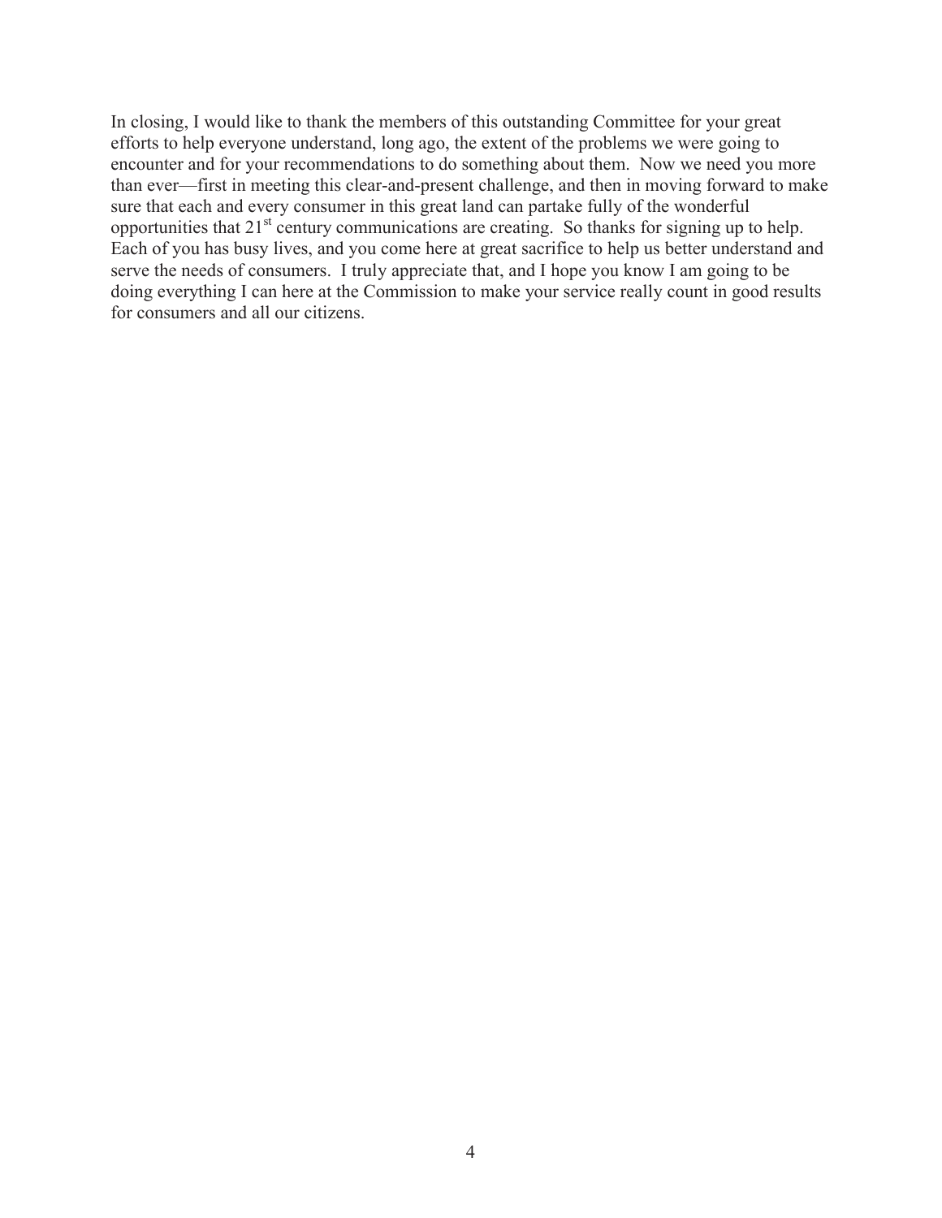In closing, I would like to thank the members of this outstanding Committee for your great efforts to help everyone understand, long ago, the extent of the problems we were going to encounter and for your recommendations to do something about them. Now we need you more than ever—first in meeting this clear-and-present challenge, and then in moving forward to make sure that each and every consumer in this great land can partake fully of the wonderful opportunities that 21st century communications are creating. So thanks for signing up to help. Each of you has busy lives, and you come here at great sacrifice to help us better understand and serve the needs of consumers. I truly appreciate that, and I hope you know I am going to be doing everything I can here at the Commission to make your service really count in good results for consumers and all our citizens.